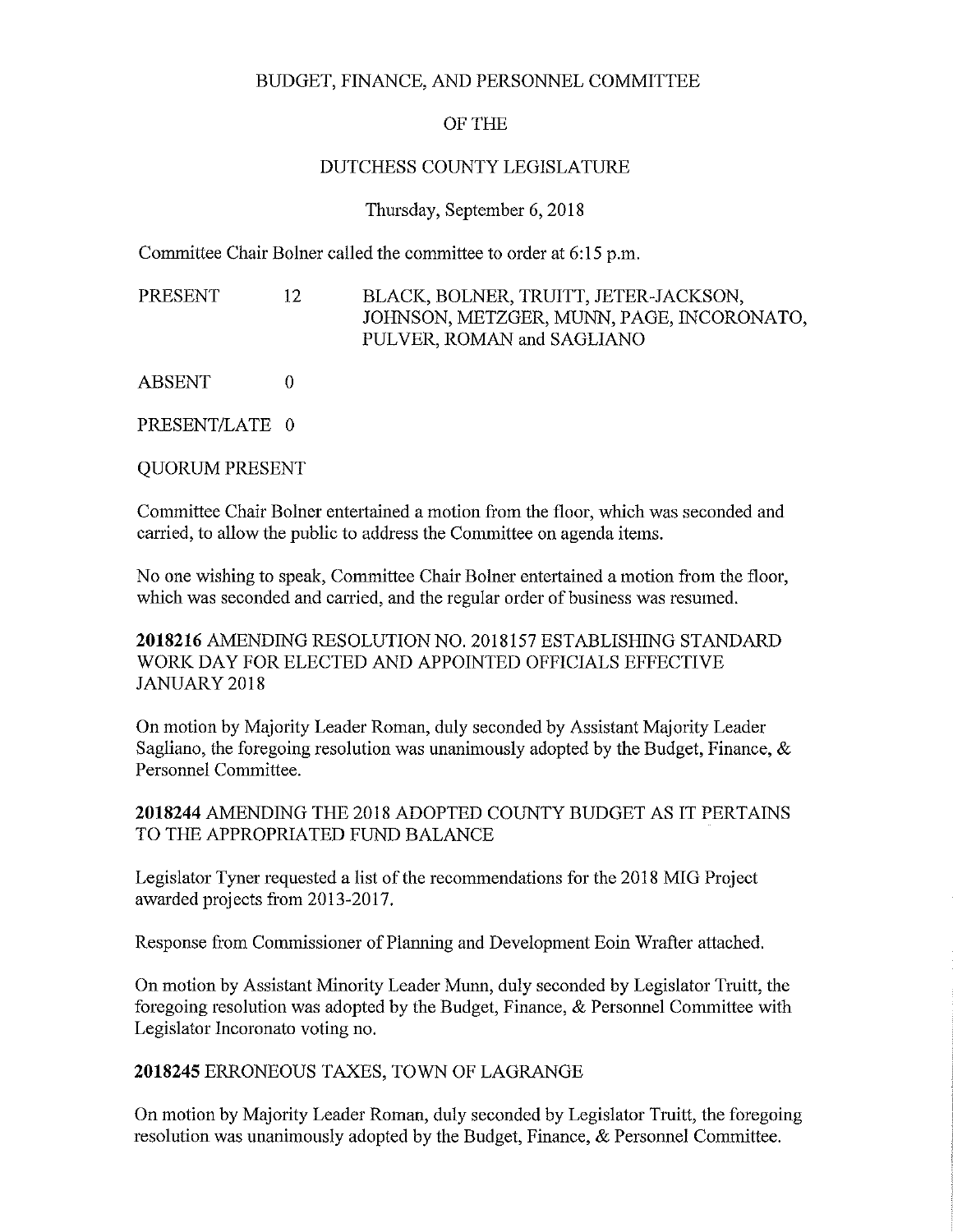BUDGET, FINANCE, AND PERSONNEL COMMITTEE

OF THE

DUTCHESS COUNTY LEGISLATURE

Thursday, September 6, 2018

Committee Chair Bolner called the committee to order at 6:15 p.m.

PRESENT 12 BLACK, BOLNER, TRUITT, JETER-JACKSON, JOHNSON, METZGER, MUNN, PAGE, INCORONATO, PULVER, ROMAN and SAGLIANO

ABSENT 0

PRESENT/LATE 0

QUORUM PRESENT

Committee Chair Bolner entertained a motion from the floor, which was seconded and carried, to allow the public to address the Committee on agenda items.

No one wishing to speak, Committee Chair Bolner entertained a motion from the floor, which was seconded and carried, and the regular order of business was resumed.

**2018216** AMENDING RESOLUTION NO. 2018157 ESTABLISHING STANDARD WORK DAY FOR ELECTED AND APPOINTED OFFICIALS EFFECTIVE JANUARY 2018

On motion by Majority Leader Roman, duly seconded by Assistant Majority Leader Sagliano, the foregoing resolution was unanimously adopted by the Budget, Finance, & Personnel Committee.

**2018244** AMENDING THE 2018 ADOPTED COUNTY BUDGET AS IT PERTAINS TO THE APPROPRIATED FUND BALANCE

Legislator Tyner requested a list of the recommendations for the 2018 MIG Project awarded projects from 2013-2017.

Response from Commissioner of Planning and Development Eoin Wrafter attached.

On motion by Assistant Minority Leader Munn, duly seconded by Legislator Truitt, the foregoing resolution was adopted by the Budget, Finance, & Personnel Committee with Legislator Incoronato voting no.

**2018245** ERRONEOUS TAXES, TOWN OF LAGRANGE

On motion by Majority Leader Roman, duly seconded by Legislator Truitt, the foregoing resolution was unanimously adopted by the Budget, Finance, & Personnel Committee.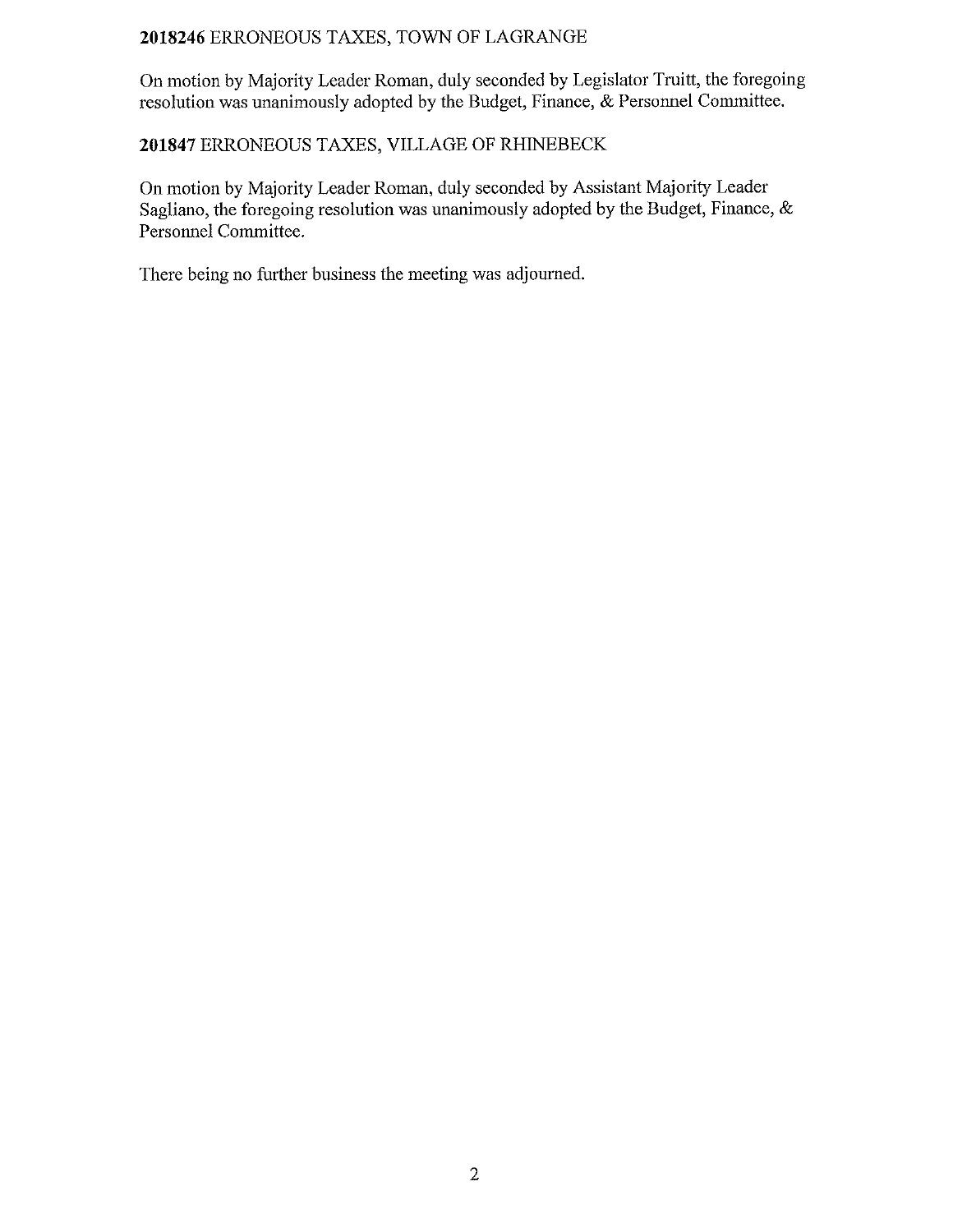**2018246** ERRONEOUS TAXES, TOWN OF LAGRANGE

On motion by Majority Leader Roman, duly seconded by Legislator Truitt, the foregoing resolution was unanimously adopted by the Budget, Finance, & Personnel Committee.

**201847** ERRONEOUS TAXES, VILLAGE OF RHINEBECK

On motion by Majority Leader Roman, duly seconded by Assistant Majority Leader Sagliano, the foregoing resolution was unanimously adopted by the Budget, Finance, & Personnel Committee.

There being no further business the meeting was adjourned.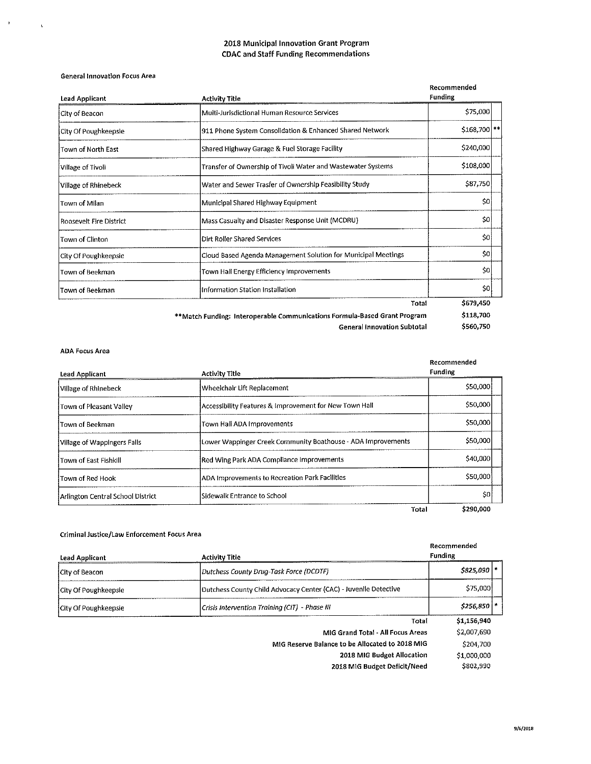# 2018 Municipal Innovation Grant Program
## CDAC and Staff Funding Recommendations

### General Innovation Focus Area

| Lead Applicant | Activity Title | Recommended Funding | |
|---|---|---|---|
| City of Beacon | Multi-Jurisdictional Human Resource Services | $75,000 | |
| City Of Poughkeepsie | 911 Phone System Consolidation & Enhanced Shared Network | $168,700 | ** |
| Town of North East | Shared Highway Garage & Fuel Storage Facility | $240,000 | |
| Village of Tivoli | Transfer of Ownership of Tivoli Water and Wastewater Systems | $108,000 | |
| Village of Rhinebeck | Water and Sewer Trasfer of Ownership Feasibility Study | $87,750 | |
| Town of Milan | Municipal Shared Highway Equipment | $0 | |
| Roosevelt Fire District | Mass Casualty and Disaster Response Unit (MCDRU) | $0 | |
| Town of Clinton | Dirt Roller Shared Services | $0 | |
| City Of Poughkeepsie | Cloud Based Agenda Management Solution for Municipal Meetings | $0 | |
| Town of Beekman | Town Hall Energy Efficiency Improvements | $0 | |
| Town of Beekman | Information Station Installation | $0 | |
| | Total | $679,450 | |
| | **Match Funding: Interoperable Communications Formula-Based Grant Program | $118,700 | |
| | General Innovation Subtotal | $560,750 | |

### ADA Focus Area

| Lead Applicant | Activity Title | Recommended Funding |
|---|---|---|
| Village of Rhinebeck | Wheelchair Lift Replacement | $50,000 |
| Town of Pleasant Valley | Accessibility Features & Improvement for New Town Hall | $50,000 |
| Town of Beekman | Town Hall ADA Improvements | $50,000 |
| Village of Wappingers Falls | Lower Wappinger Creek Community Boathouse - ADA Improvements | $50,000 |
| Town of East Fishkill | Red Wing Park ADA Compliance Improvements | $40,000 |
| Town of Red Hook | ADA Improvements to Recreation Park Facilities | $50,000 |
| Arlington Central School District | Sidewalk Entrance to School | $0 |
| | Total | $290,000 |

### Criminal Justice/Law Enforcement Focus Area

| Lead Applicant | Activity Title | Recommended Funding | |
|---|---|---|---|
| City of Beacon | *Dutchess County Drug-Task Force (DCDTF)* | *$825,090* | * |
| City Of Poughkeepsie | Dutchess County Child Advocacy Center (CAC) - Juvenile Detective | $75,000 | |
| City Of Poughkeepsie | *Crisis Intervention Training (CIT) - Phase III* | *$256,850* | * |
| | Total | $1,156,940 | |
| | MIG Grand Total - All Focus Areas | $2,007,690 | |
| | MIG Reserve Balance to be Allocated to 2018 MIG | $204,700 | |
| | 2018 MIG Budget Allocation | $1,000,000 | |
| | 2018 MIG Budget Deficit/Need | $802,990 | |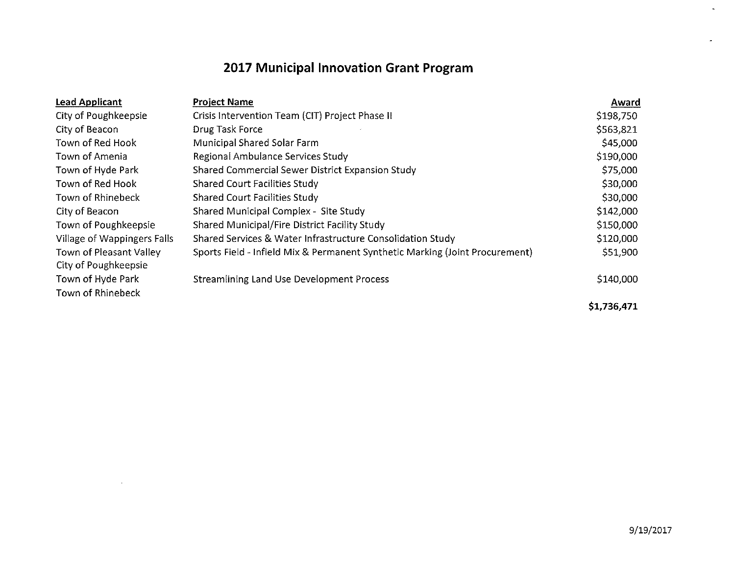# 2017 Municipal Innovation Grant Program

| Lead Applicant | Project Name | Award |
|---|---|---|
| City of Poughkeepsie | Crisis Intervention Team (CIT) Project Phase II | $198,750 |
| City of Beacon | Drug Task Force | $563,821 |
| Town of Red Hook | Municipal Shared Solar Farm | $45,000 |
| Town of Amenia | Regional Ambulance Services Study | $190,000 |
| Town of Hyde Park | Shared Commercial Sewer District Expansion Study | $75,000 |
| Town of Red Hook | Shared Court Facilities Study | $30,000 |
| Town of Rhinebeck | Shared Court Facilities Study | $30,000 |
| City of Beacon | Shared Municipal Complex - Site Study | $142,000 |
| Town of Poughkeepsie | Shared Municipal/Fire District Facility Study | $150,000 |
| Village of Wappingers Falls | Shared Services & Water Infrastructure Consolidation Study | $120,000 |
| Town of Pleasant Valley<br>City of Poughkeepsie | Sports Field - Infield Mix & Permanent Synthetic Marking (Joint Procurement) | $51,900 |
| Town of Hyde Park<br>Town of Rhinebeck | Streamlining Land Use Development Process | $140,000 |
| | | **$1,736,471** |

9/19/2017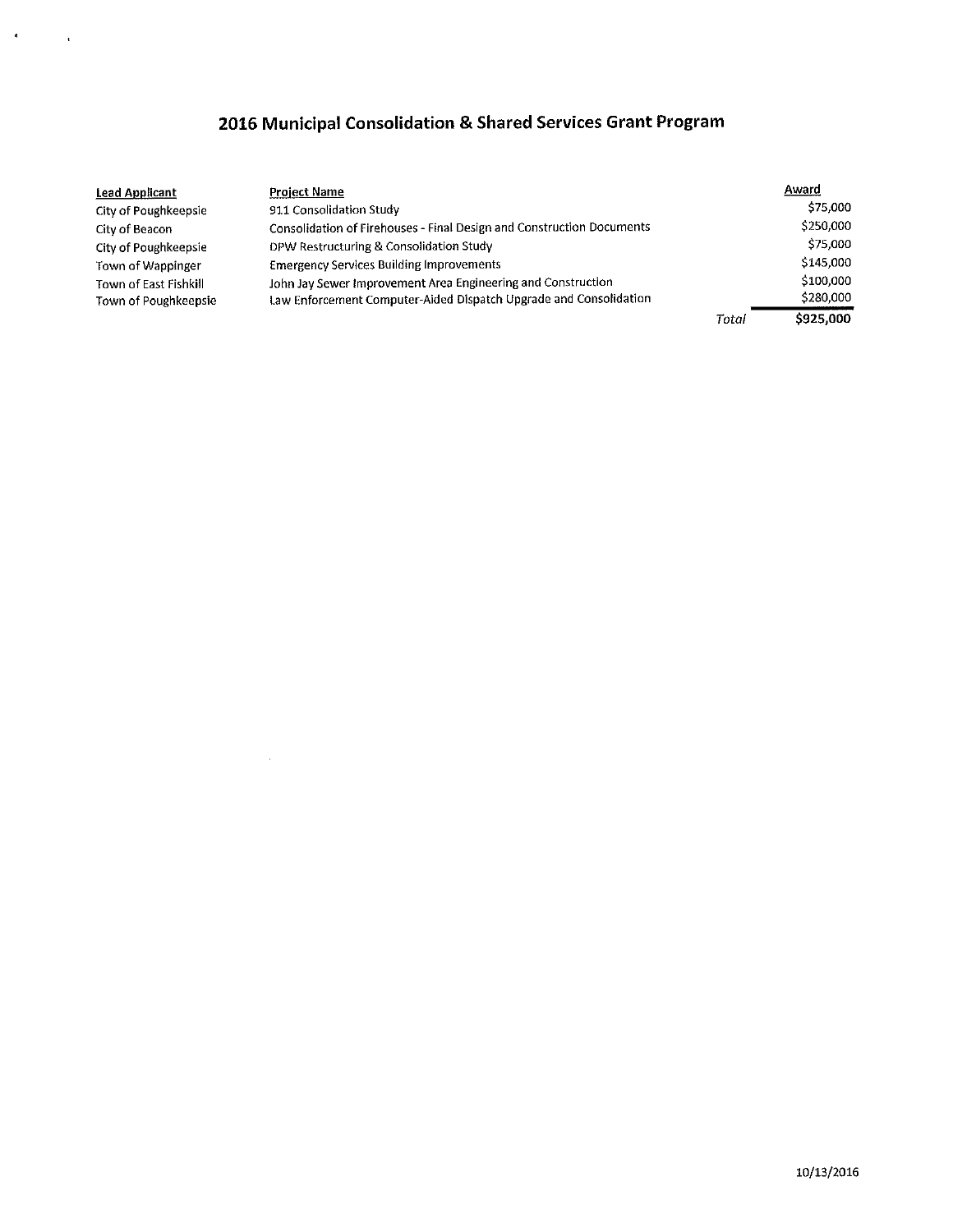## 2016 Municipal Consolidation & Shared Services Grant Program

| Lead Applicant | Project Name | | Award |
|---|---|---|---|
| City of Poughkeepsie | 911 Consolidation Study | | $75,000 |
| City of Beacon | Consolidation of Firehouses - Final Design and Construction Documents | | $250,000 |
| City of Poughkeepsie | DPW Restructuring & Consolidation Study | | $75,000 |
| Town of Wappinger | Emergency Services Building Improvements | | $145,000 |
| Town of East Fishkill | John Jay Sewer Improvement Area Engineering and Construction | | $100,000 |
| Town of Poughkeepsie | Law Enforcement Computer-Aided Dispatch Upgrade and Consolidation | | $280,000 |
| | | *Total* | **$925,000** |

10/13/2016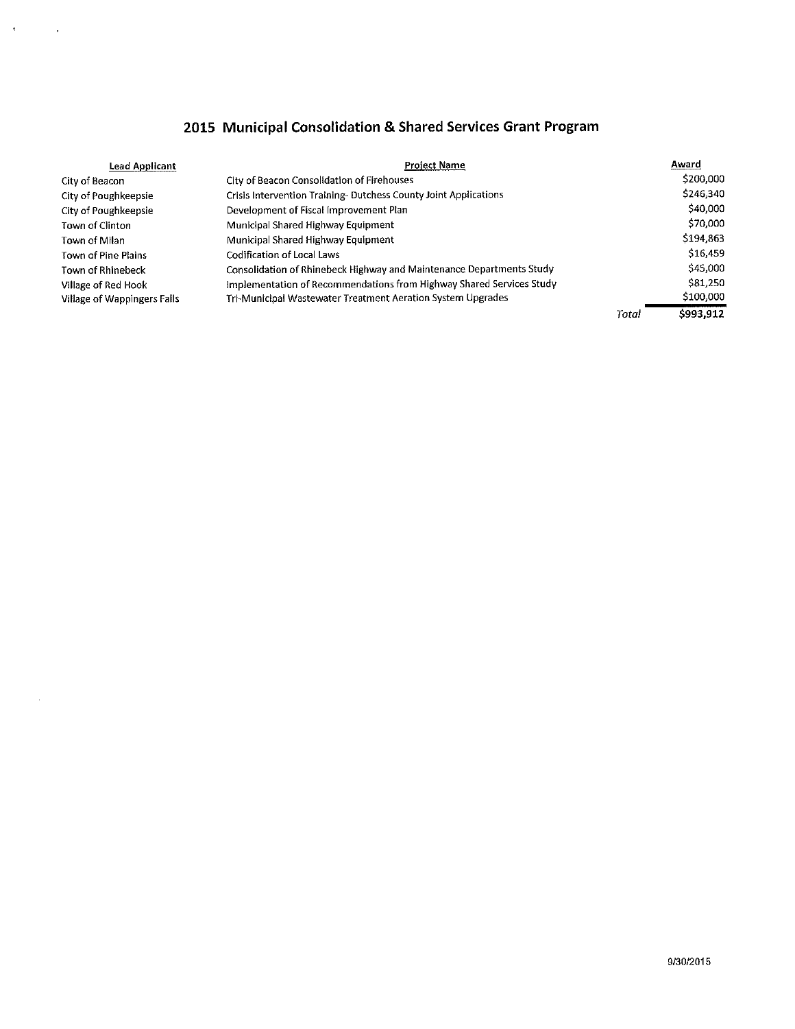# 2015 Municipal Consolidation & Shared Services Grant Program

| Lead Applicant | Project Name | | Award |
|---|---|---|---|
| City of Beacon | City of Beacon Consolidation of Firehouses | | $200,000 |
| City of Poughkeepsie | Crisis Intervention Training- Dutchess County Joint Applications | | $246,340 |
| City of Poughkeepsie | Development of Fiscal Improvement Plan | | $40,000 |
| Town of Clinton | Municipal Shared Highway Equipment | | $70,000 |
| Town of Milan | Municipal Shared Highway Equipment | | $194,863 |
| Town of Pine Plains | Codification of Local Laws | | $16,459 |
| Town of Rhinebeck | Consolidation of Rhinebeck Highway and Maintenance Departments Study | | $45,000 |
| Village of Red Hook | Implementation of Recommendations from Highway Shared Services Study | | $81,250 |
| Village of Wappingers Falls | Tri-Municipal Wastewater Treatment Aeration System Upgrades | | $100,000 |
| | | *Total* | **$993,912** |

9/30/2015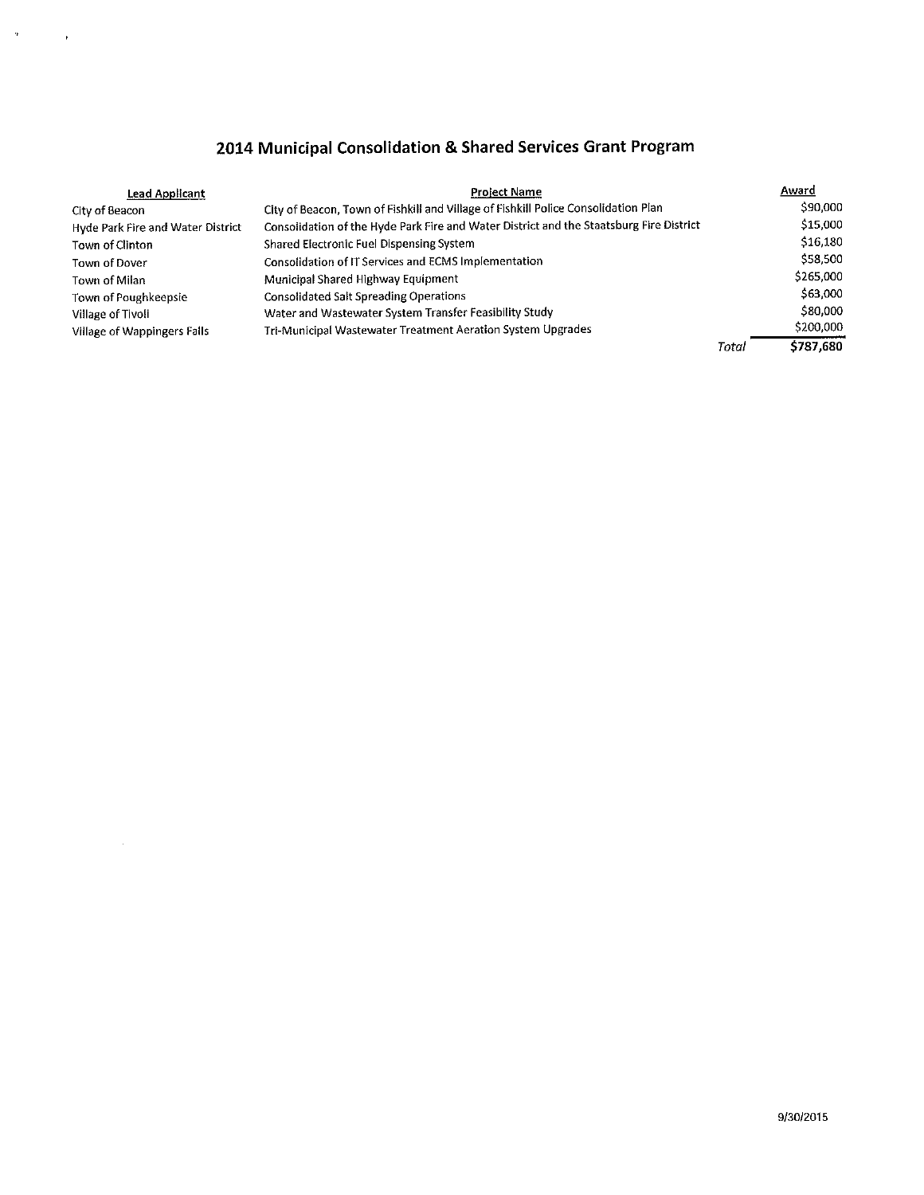## 2014 Municipal Consolidation & Shared Services Grant Program

| Lead Applicant | Project Name | Award |
|---|---|---|
| City of Beacon | City of Beacon, Town of Fishkill and Village of Fishkill Police Consolidation Plan | $90,000 |
| Hyde Park Fire and Water District | Consolidation of the Hyde Park Fire and Water District and the Staatsburg Fire District | $15,000 |
| Town of Clinton | Shared Electronic Fuel Dispensing System | $16,180 |
| Town of Dover | Consolidation of IT Services and ECMS Implementation | $58,500 |
| Town of Milan | Municipal Shared Highway Equipment | $265,000 |
| Town of Poughkeepsie | Consolidated Salt Spreading Operations | $63,000 |
| Village of Tivoli | Water and Wastewater System Transfer Feasibility Study | $80,000 |
| Village of Wappingers Falls | Tri-Municipal Wastewater Treatment Aeration System Upgrades | $200,000 |
| | *Total* | **$787,680** |

9/30/2015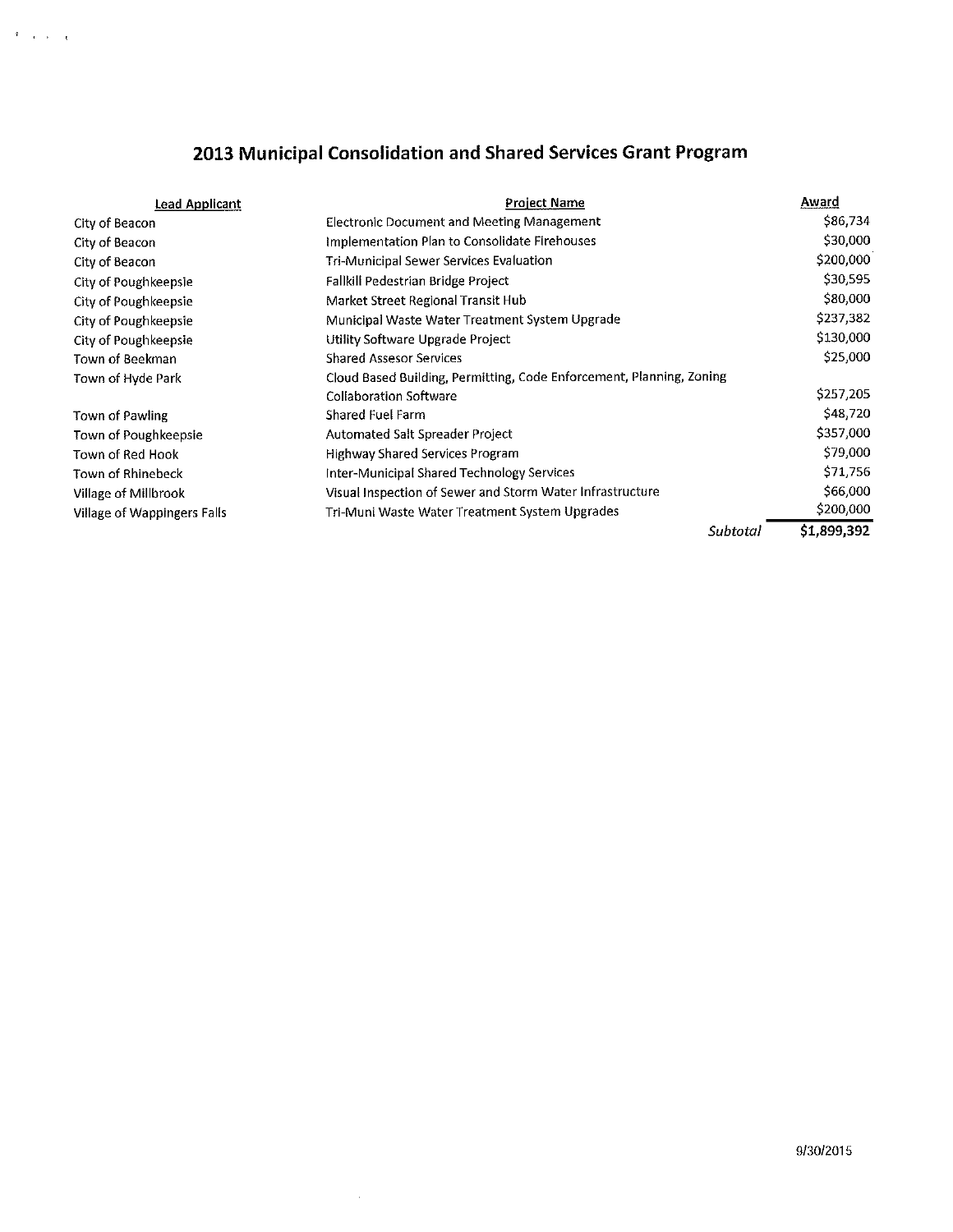# 2013 Municipal Consolidation and Shared Services Grant Program

| Lead Applicant | Project Name | Award |
|---|---|---|
| City of Beacon | Electronic Document and Meeting Management | $86,734 |
| City of Beacon | Implementation Plan to Consolidate Firehouses | $30,000 |
| City of Beacon | Tri-Municipal Sewer Services Evaluation | $200,000 |
| City of Poughkeepsie | Fallkill Pedestrian Bridge Project | $30,595 |
| City of Poughkeepsie | Market Street Regional Transit Hub | $80,000 |
| City of Poughkeepsie | Municipal Waste Water Treatment System Upgrade | $237,382 |
| City of Poughkeepsie | Utility Software Upgrade Project | $130,000 |
| Town of Beekman | Shared Assesor Services | $25,000 |
| Town of Hyde Park | Cloud Based Building, Permitting, Code Enforcement, Planning, Zoning Collaboration Software | $257,205 |
| Town of Pawling | Shared Fuel Farm | $48,720 |
| Town of Poughkeepsie | Automated Salt Spreader Project | $357,000 |
| Town of Red Hook | Highway Shared Services Program | $79,000 |
| Town of Rhinebeck | Inter-Municipal Shared Technology Services | $71,756 |
| Village of Millbrook | Visual Inspection of Sewer and Storm Water Infrastructure | $66,000 |
| Village of Wappingers Falls | Tri-Muni Waste Water Treatment System Upgrades | $200,000 |
| | *Subtotal* | **$1,899,392** |

9/30/2015